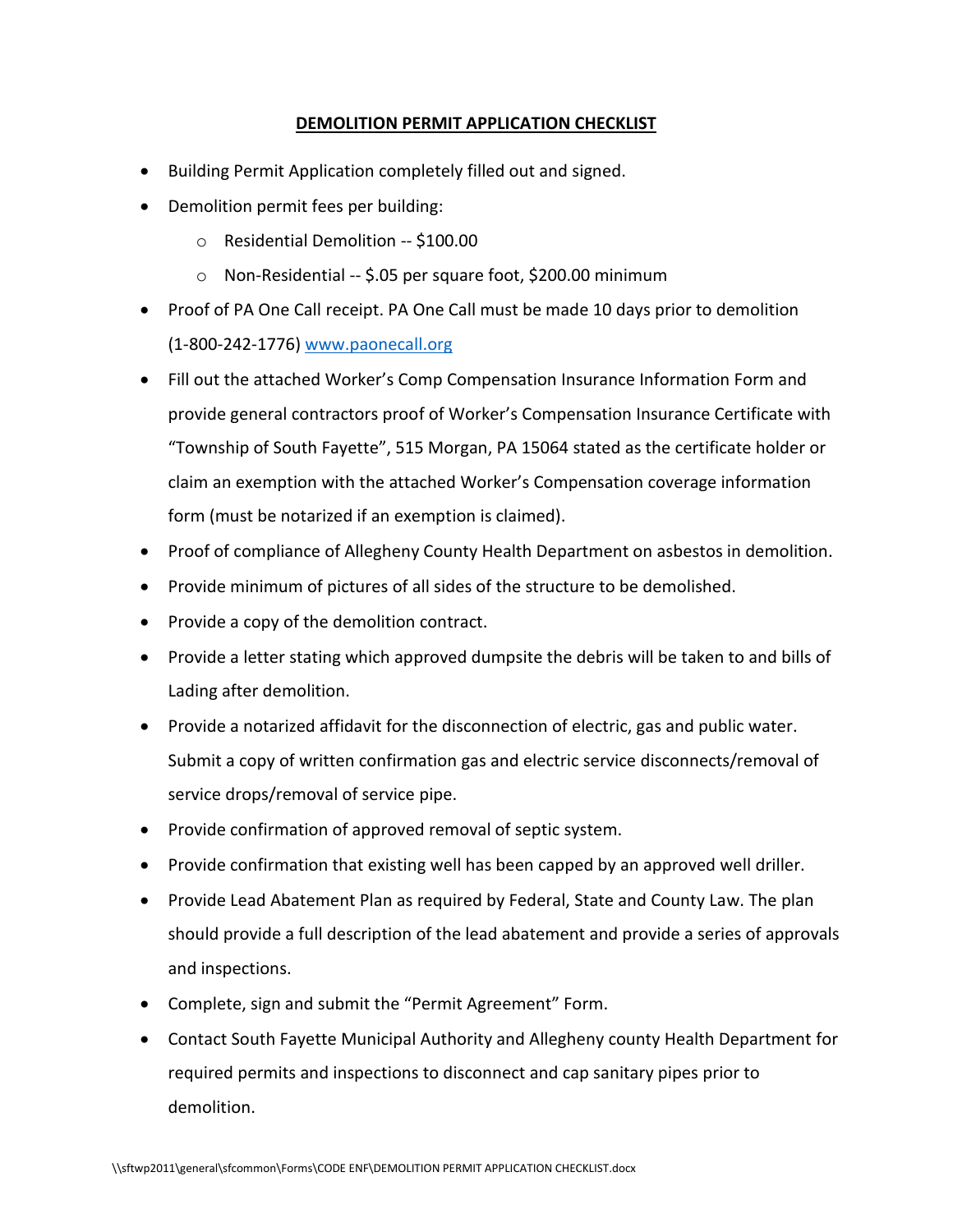# DEMOLITION PERMIT APPLICATION CHECKLIST

- Building Permit Application completely filled out and signed.
- Demolition permit fees per building:
  - Residential Demolition -- $100.00
  - Non-Residential -- $.05 per square foot, $200.00 minimum
- Proof of PA One Call receipt. PA One Call must be made 10 days prior to demolition (1-800-242-1776) www.paonecall.org
- Fill out the attached Worker's Comp Compensation Insurance Information Form and provide general contractors proof of Worker's Compensation Insurance Certificate with "Township of South Fayette", 515 Morgan, PA 15064 stated as the certificate holder or claim an exemption with the attached Worker's Compensation coverage information form (must be notarized if an exemption is claimed).
- Proof of compliance of Allegheny County Health Department on asbestos in demolition.
- Provide minimum of pictures of all sides of the structure to be demolished.
- Provide a copy of the demolition contract.
- Provide a letter stating which approved dumpsite the debris will be taken to and bills of Lading after demolition.
- Provide a notarized affidavit for the disconnection of electric, gas and public water. Submit a copy of written confirmation gas and electric service disconnects/removal of service drops/removal of service pipe.
- Provide confirmation of approved removal of septic system.
- Provide confirmation that existing well has been capped by an approved well driller.
- Provide Lead Abatement Plan as required by Federal, State and County Law. The plan should provide a full description of the lead abatement and provide a series of approvals and inspections.
- Complete, sign and submit the "Permit Agreement" Form.
- Contact South Fayette Municipal Authority and Allegheny county Health Department for required permits and inspections to disconnect and cap sanitary pipes prior to demolition.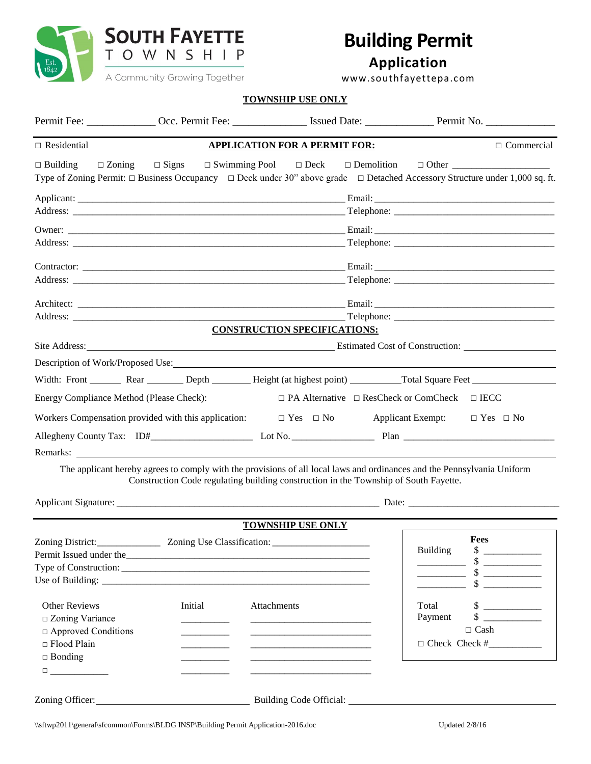SOUTH FAYETTE TOWNSHIP
Est. 1842
A Community Growing Together

# Building Permit Application

www.southfayettepa.com

**TOWNSHIP USE ONLY**

Permit Fee: _____________ Occ. Permit Fee: ______________ Issued Date: _____________ Permit No. _____________

---

□ Residential **APPLICATION FOR A PERMIT FOR:** □ Commercial

□ Building □ Zoning □ Signs □ Swimming Pool □ Deck □ Demolition □ Other ___________________

Type of Zoning Permit: □ Business Occupancy □ Deck under 30" above grade □ Detached Accessory Structure under 1,000 sq. ft.

Applicant: _______________________________________________ Email: _________________________________
Address: _______________________________________________ Telephone: ______________________________

Owner: _______________________________________________ Email: _________________________________
Address: _______________________________________________ Telephone: ______________________________

Contractor: _______________________________________________ Email: _________________________________
Address: _______________________________________________ Telephone: ______________________________

Architect: _______________________________________________ Email: _________________________________
Address: _______________________________________________ Telephone: ______________________________

**CONSTRUCTION SPECIFICATIONS:**

Site Address: _______________________________________________ Estimated Cost of Construction: ________________

Description of Work/Proposed Use: ____________________________________________________________________

Width: Front _______ Rear ________ Depth ________ Height (at highest point) __________ Total Square Feet ________________

Energy Compliance Method (Please Check): □ PA Alternative □ ResCheck or ComCheck □ IECC

Workers Compensation provided with this application: □ Yes □ No Applicant Exempt: □ Yes □ No

Allegheny County Tax: ID#____________________ Lot No. _________________ Plan ______________________________

Remarks: ____________________________________________________________________________________

The applicant hereby agrees to comply with the provisions of all local laws and ordinances and the Pennsylvania Uniform Construction Code regulating building construction in the Township of South Fayette.

Applicant Signature: _______________________________________________ Date: ______________________________

---

**TOWNSHIP USE ONLY**

Zoning District: _____________ Zoning Use Classification: ____________________
Permit Issued under the ________________________________________________
Type of Construction: __________________________________________________
Use of Building: _______________________________________________________

| Other Reviews | Initial | Attachments |
|---|---|---|
| □ Zoning Variance | _________ | ________________________ |
| □ Approved Conditions | _________ | ________________________ |
| □ Flood Plain | _________ | ________________________ |
| □ Bonding | _________ | ________________________ |
| □ ___________ | _________ | ________________________ |

**Fees**

| | |
|---|---|
| Building | $ ___________ |
| _________ | $ ___________ |
| _________ | $ ___________ |
| _________ | $ ___________ |
| Total Payment | $ ___________ |
| | $ ___________ |

□ Cash
□ Check Check #___________

Zoning Officer: ____________________________ Building Code Official: ______________________________________

\\sftwp2011\general\sfcommon\Forms\BLDG INSP\Building Permit Application-2016.doc Updated 2/8/16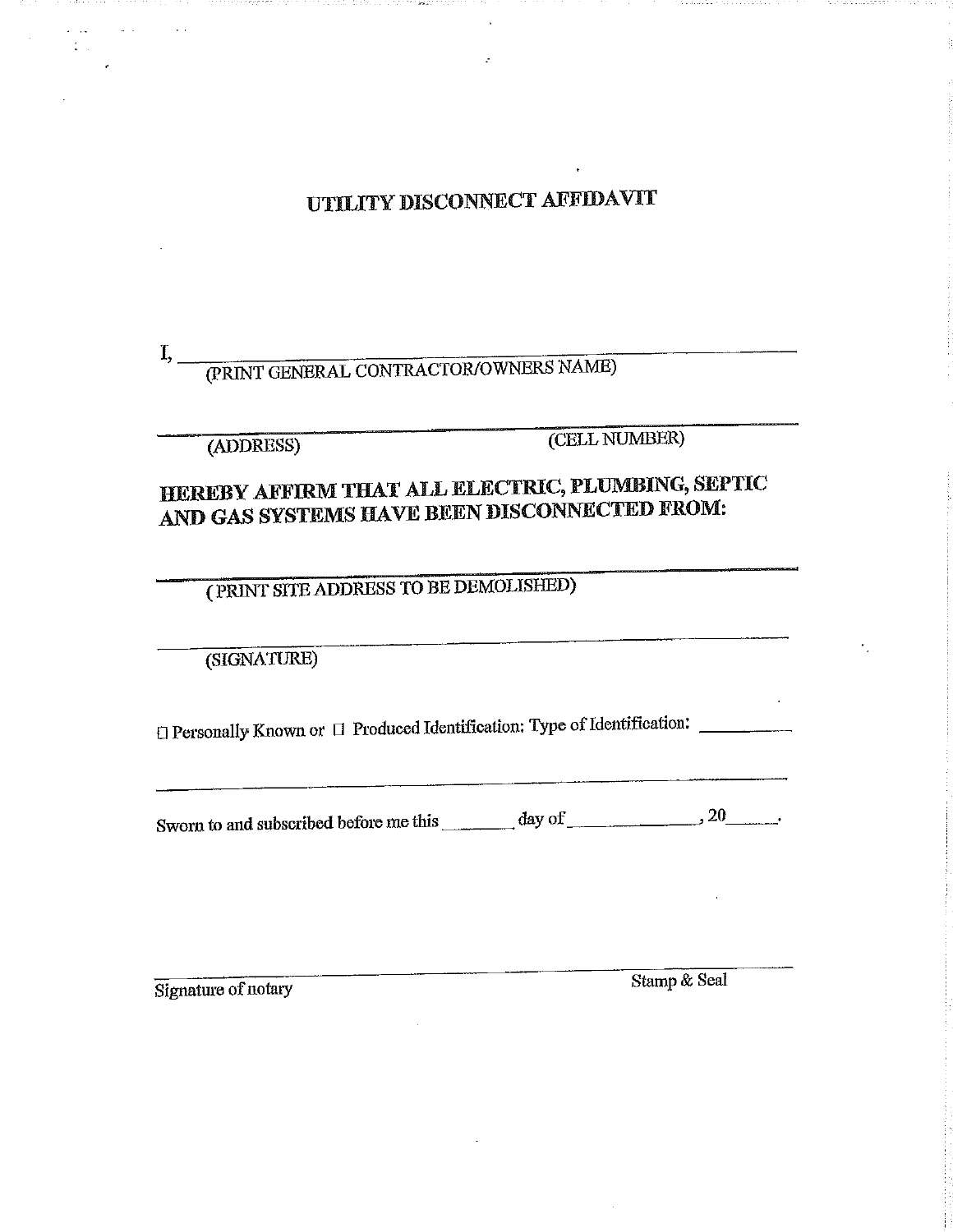# UTILITY DISCONNECT AFFIDAVIT

I, ______________________________________________
(PRINT GENERAL CONTRACTOR/OWNERS NAME)

______________________________________________
(ADDRESS) (CELL NUMBER)

**HEREBY AFFIRM THAT ALL ELECTRIC, PLUMBING, SEPTIC AND GAS SYSTEMS HAVE BEEN DISCONNECTED FROM:**

______________________________________________
( PRINT SITE ADDRESS TO BE DEMOLISHED)

______________________________________________
(SIGNATURE)

☐ Personally Known or ☐ Produced Identification: Type of Identification: __________

______________________________________________

Sworn to and subscribed before me this _______ day of ______________, 20______.

______________________________________________
Signature of notary Stamp & Seal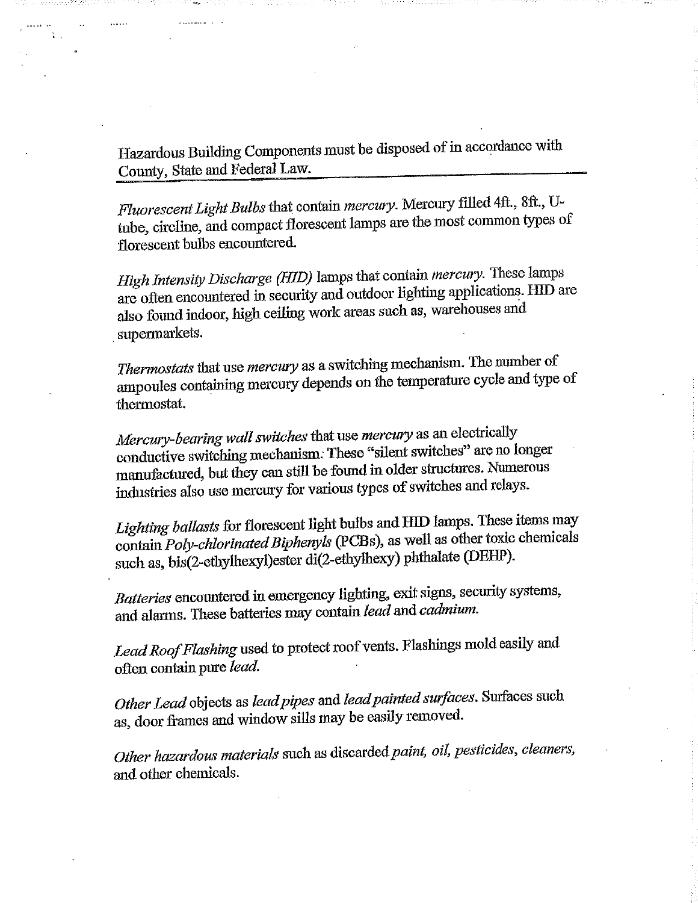Hazardous Building Components must be disposed of in accordance with County, State and Federal Law.

*Fluorescent Light Bulbs* that contain *mercury*. Mercury filled 4ft., 8ft., U-tube, circline, and compact florescent lamps are the most common types of florescent bulbs encountered.

*High Intensity Discharge (HID)* lamps that contain *mercury*. These lamps are often encountered in security and outdoor lighting applications. HID are also found indoor, high ceiling work areas such as, warehouses and supermarkets.

*Thermostats* that use *mercury* as a switching mechanism. The number of ampoules containing mercury depends on the temperature cycle and type of thermostat.

*Mercury-bearing wall switches* that use *mercury* as an electrically conductive switching mechanism. These "silent switches" are no longer manufactured, but they can still be found in older structures. Numerous industries also use mercury for various types of switches and relays.

*Lighting ballasts* for florescent light bulbs and HID lamps. These items may contain *Poly-chlorinated Biphenyls* (PCBs), as well as other toxic chemicals such as, bis(2-ethylhexyl)ester di(2-ethylhexy) phthalate (DEHP).

*Batteries* encountered in emergency lighting, exit signs, security systems, and alarms. These batteries may contain *lead* and *cadmium*.

*Lead Roof Flashing* used to protect roof vents. Flashings mold easily and often contain pure *lead*.

*Other Lead* objects as *lead pipes* and *lead painted surfaces*. Surfaces such as, door frames and window sills may be easily removed.

*Other hazardous materials* such as discarded *paint, oil, pesticides, cleaners,* and other chemicals.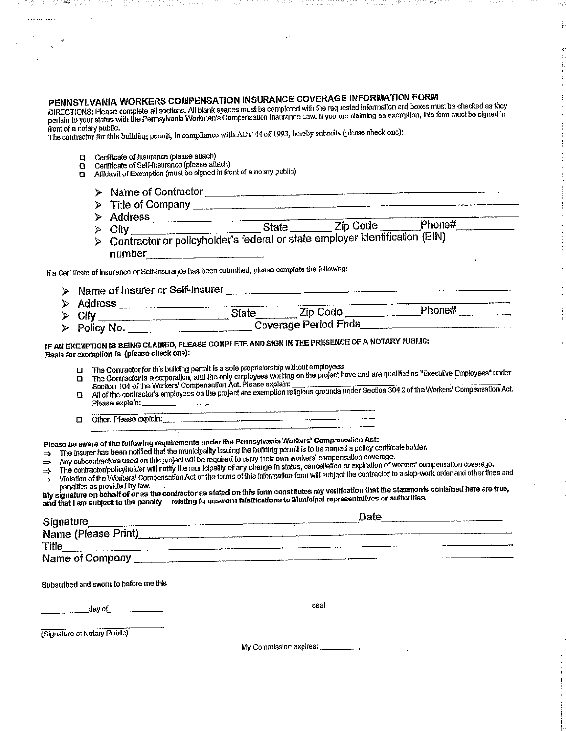## PENNSYLVANIA WORKERS COMPENSATION INSURANCE COVERAGE INFORMATION FORM

DIRECTIONS: Please complete all sections. All blank spaces must be completed with the requested information and boxes must be checked as they pertain to your status with the Pennsylvania Workman's Compensation Insurance Law. If you are claiming an exemption, this form must be signed in front of a notary public.

The contractor for this building permit, in compliance with ACT 44 of 1993, hereby submits (please check one):

- ☐ Certificate of Insurance (please attach)
- ☐ Certificate of Self-Insurance (please attach)
- ☐ Affidavit of Exemption (must be signed in front of a notary public)

> - Name of Contractor ______________________________
> - Title of Company ______________________________
> - Address ______________________________
> - City ____________________ State ________ Zip Code ________ Phone# ________
> - Contractor or policyholder's federal or state employer identification (EIN) number ____________________

If a Certificate of Insurance or Self-Insurance has been submitted, please complete the following:

> - Name of Insurer or Self-Insurer ______________________________
> - Address ______________________________
> - City ____________________ State ________ Zip Code ____________ Phone# ________
> - Policy No. ____________________ Coverage Period Ends ____________________

**IF AN EXEMPTION IS BEING CLAIMED, PLEASE COMPLETE AND SIGN IN THE PRESENCE OF A NOTARY PUBLIC:**
**Basis for exemption is (please check one):**

- ☐ The Contractor for this building permit is a sole proprietorship without employees
- ☐ The Contractor is a corporation, and the only employees working on the project have and are qualified as "Executive Employees" under Section 104 of the Workers' Compensation Act. Please explain: ______________________________
- ☐ All of the contractor's employees on the project are exemption religious grounds under Section 304.2 of the Workers' Compensation Act. Please explain: ______________ ______________________________
- ☐ Other. Please explain: ______________________________ ______________________________

**Please be aware of the following requirements under the Pennsylvania Workers' Compensation Act:**

⇒ The insurer has been notified that the municipality issuing the building permit is to be named a policy certificate holder.
⇒ Any subcontractors used on this project will be required to carry their own workers' compensation coverage.
⇒ The contractor/policyholder will notify the municipality of any change in status, cancellation or expiration of workers' compensation coverage.
⇒ Violation of the Workers' Compensation Act or the terms of this information form will subject the contractor to a stop-work order and other fines and penalties as provided by law.

**My signature on behalf of or as the contractor as stated on this form constitutes my verification that the statements contained here are true, and that I am subject to the penalty relating to unsworn falsifications to Municipal representatives or authorities.**

Signature ______________________________ Date ____________________
Name (Please Print) ______________________________
Title ______________________________
Name of Company ______________________________

Subscribed and sworn to before me this

__________ day of ____________ seal

______________________________
(Signature of Notary Public)

My Commission expires: ________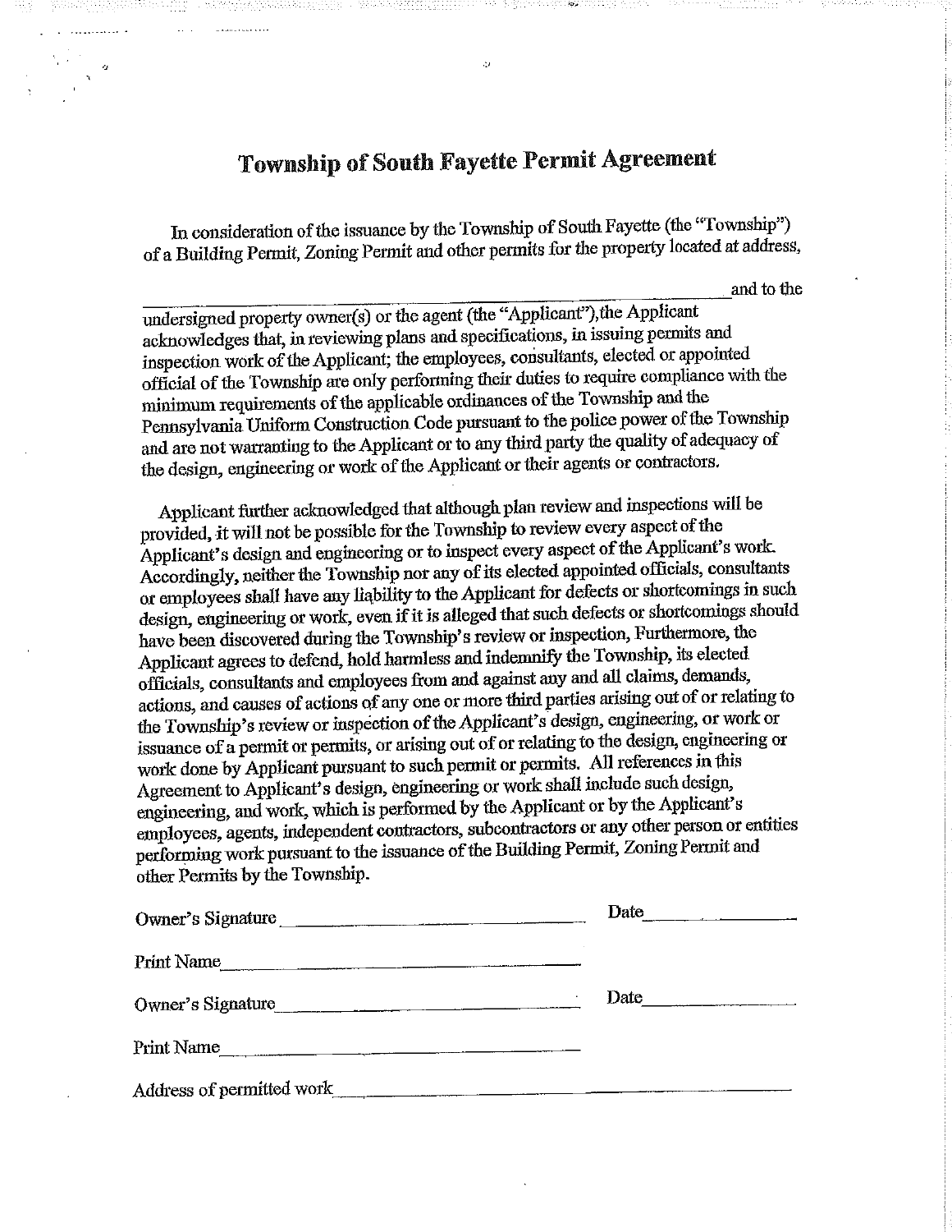# Township of South Fayette Permit Agreement

In consideration of the issuance by the Township of South Fayette (the "Township") of a Building Permit, Zoning Permit and other permits for the property located at address,

________________________________________________________________ and to the undersigned property owner(s) or the agent (the "Applicant"),the Applicant acknowledges that, in reviewing plans and specifications, in issuing permits and inspection work of the Applicant; the employees, consultants, elected or appointed official of the Township are only performing their duties to require compliance with the minimum requirements of the applicable ordinances of the Township and the Pennsylvania Uniform Construction Code pursuant to the police power of the Township and are not warranting to the Applicant or to any third party the quality of adequacy of the design, engineering or work of the Applicant or their agents or contractors.

Applicant further acknowledged that although plan review and inspections will be provided, it will not be possible for the Township to review every aspect of the Applicant's design and engineering or to inspect every aspect of the Applicant's work. Accordingly, neither the Township nor any of its elected appointed officials, consultants or employees shall have any liability to the Applicant for defects or shortcomings in such design, engineering or work, even if it is alleged that such defects or shortcomings should have been discovered during the Township's review or inspection, Furthermore, the Applicant agrees to defend, hold harmless and indemnify the Township, its elected officials, consultants and employees from and against any and all claims, demands, actions, and causes of actions of any one or more third parties arising out of or relating to the Township's review or inspection of the Applicant's design, engineering, or work or issuance of a permit or permits, or arising out of or relating to the design, engineering or work done by Applicant pursuant to such permit or permits. All references in this Agreement to Applicant's design, engineering or work shall include such design, engineering, and work, which is performed by the Applicant or by the Applicant's employees, agents, independent contractors, subcontractors or any other person or entities performing work pursuant to the issuance of the Building Permit, Zoning Permit and other Permits by the Township.

Owner's Signature ______________________________ Date ______________

Print Name ______________________________

Owner's Signature ______________________________ Date ______________

Print Name ______________________________

Address of permitted work ______________________________________________